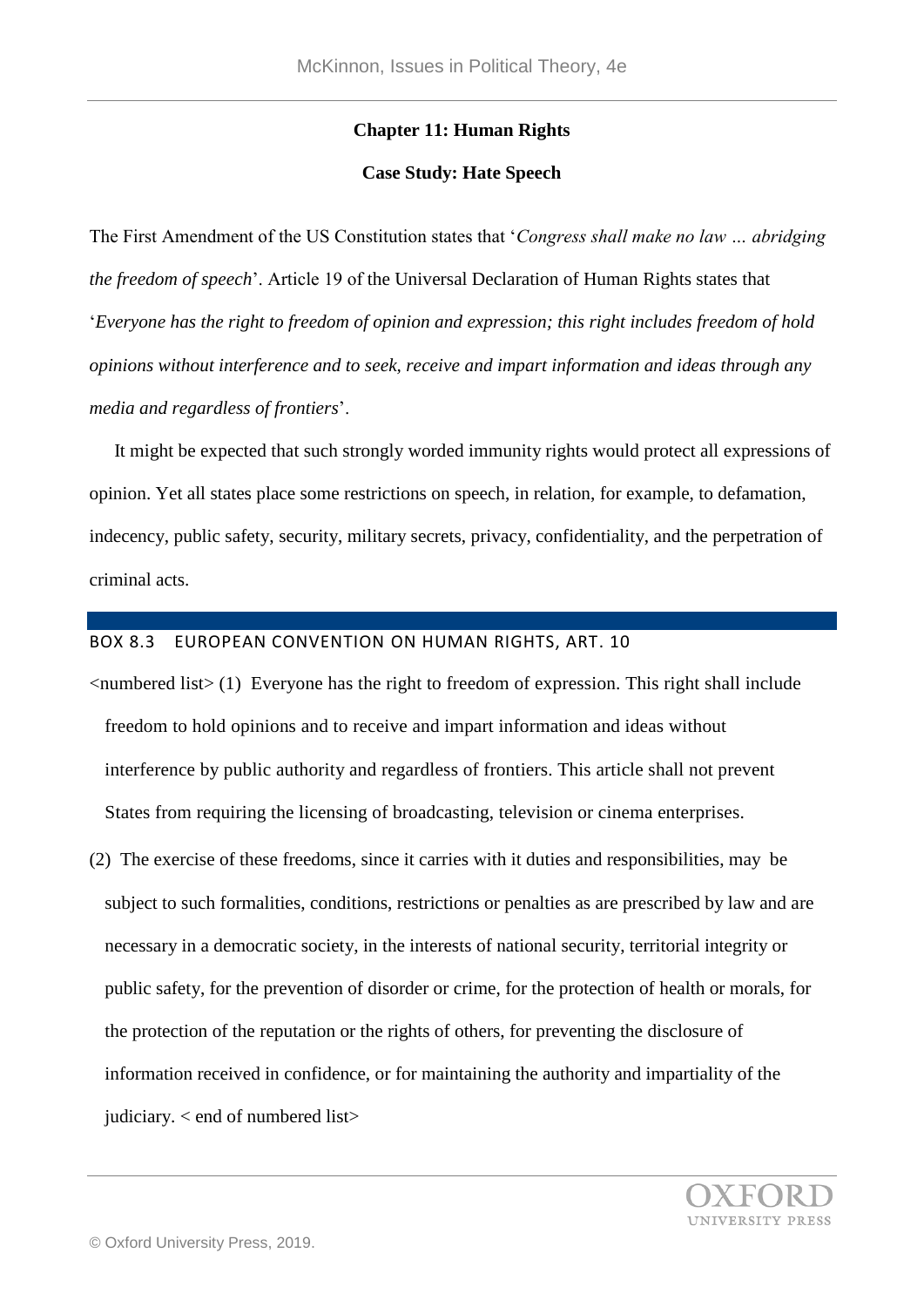## Chapter 11: Human Rights

### Case Study: Hate Speech

The First Amendment of the US Constitution states that '*Congress shall make no law … abridging the freedom of speech*'. Article 19 of the Universal Declaration of Human Rights states that '*Everyone has the right to freedom of opinion and expression; this right includes freedom of hold opinions without interference and to seek, receive and impart information and ideas through any media and regardless of frontiers*'.

It might be expected that such strongly worded immunity rights would protect all expressions of opinion. Yet all states place some restrictions on speech, in relation, for example, to defamation, indecency, public safety, security, military secrets, privacy, confidentiality, and the perpetration of criminal acts.

---

BOX 8.3 EUROPEAN CONVENTION ON HUMAN RIGHTS, ART. 10

<numbered list> (1) Everyone has the right to freedom of expression. This right shall include freedom to hold opinions and to receive and impart information and ideas without interference by public authority and regardless of frontiers. This article shall not prevent States from requiring the licensing of broadcasting, television or cinema enterprises.

(2) The exercise of these freedoms, since it carries with it duties and responsibilities, may be subject to such formalities, conditions, restrictions or penalties as are prescribed by law and are necessary in a democratic society, in the interests of national security, territorial integrity or public safety, for the prevention of disorder or crime, for the protection of health or morals, for the protection of the reputation or the rights of others, for preventing the disclosure of information received in confidence, or for maintaining the authority and impartiality of the judiciary. < end of numbered list>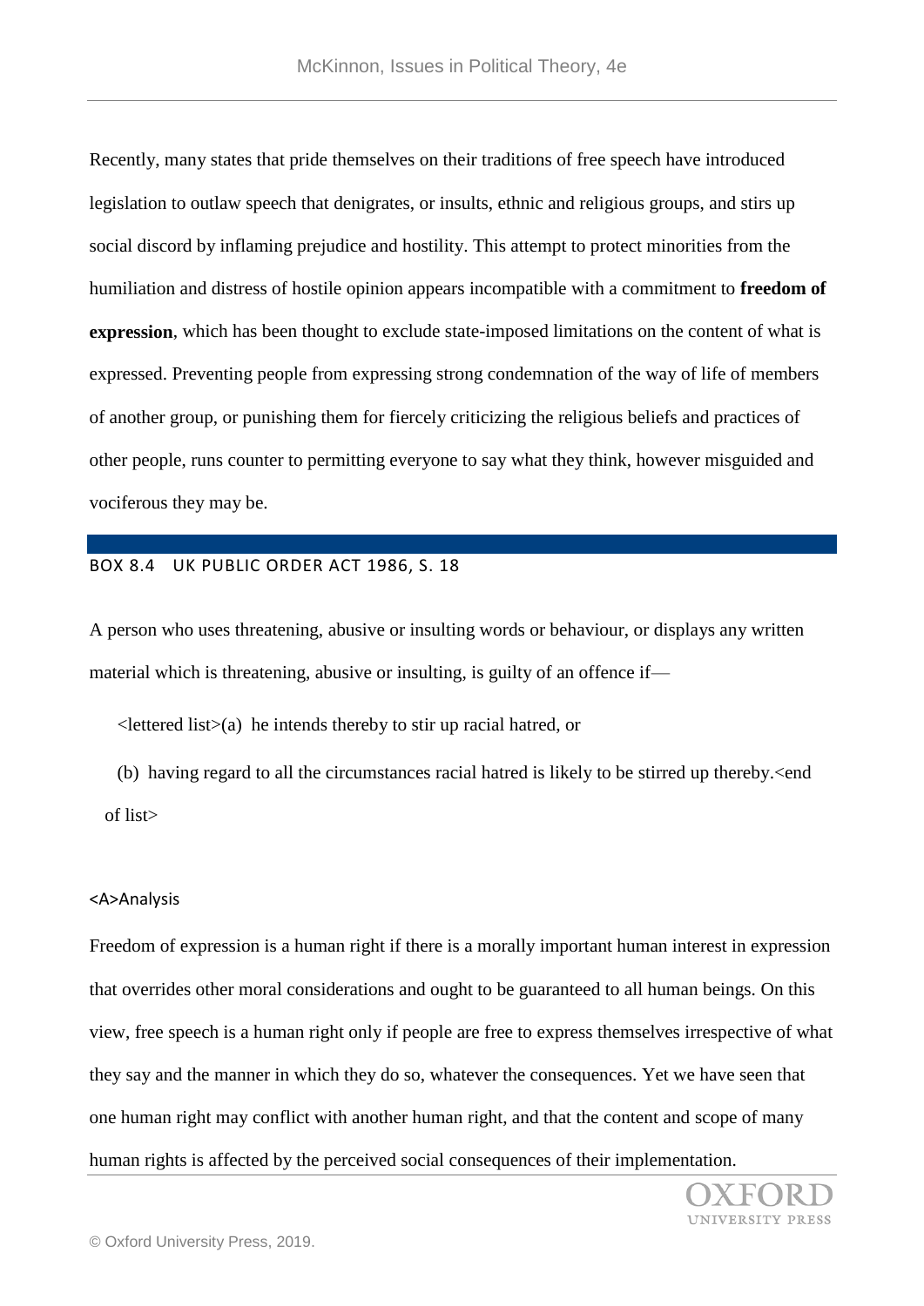Recently, many states that pride themselves on their traditions of free speech have introduced legislation to outlaw speech that denigrates, or insults, ethnic and religious groups, and stirs up social discord by inflaming prejudice and hostility. This attempt to protect minorities from the humiliation and distress of hostile opinion appears incompatible with a commitment to **freedom of expression**, which has been thought to exclude state-imposed limitations on the content of what is expressed. Preventing people from expressing strong condemnation of the way of life of members of another group, or punishing them for fiercely criticizing the religious beliefs and practices of other people, runs counter to permitting everyone to say what they think, however misguided and vociferous they may be.

### BOX 8.4 UK PUBLIC ORDER ACT 1986, S. 18

A person who uses threatening, abusive or insulting words or behaviour, or displays any written material which is threatening, abusive or insulting, is guilty of an offence if—

<lettered list>(a) he intends thereby to stir up racial hatred, or

(b) having regard to all the circumstances racial hatred is likely to be stirred up thereby.<end of list>

## <A>Analysis

Freedom of expression is a human right if there is a morally important human interest in expression that overrides other moral considerations and ought to be guaranteed to all human beings. On this view, free speech is a human right only if people are free to express themselves irrespective of what they say and the manner in which they do so, whatever the consequences. Yet we have seen that one human right may conflict with another human right, and that the content and scope of many human rights is affected by the perceived social consequences of their implementation.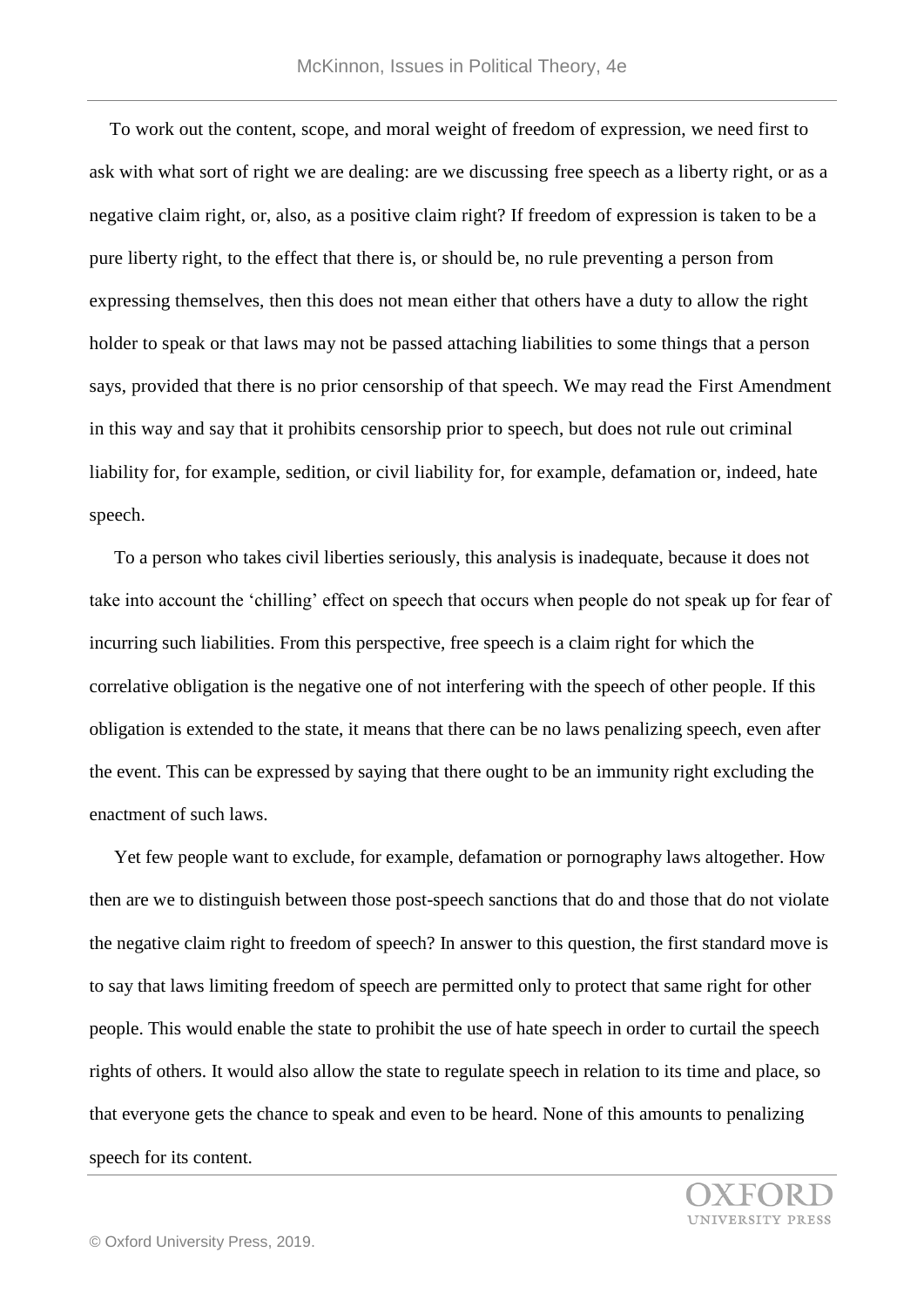To work out the content, scope, and moral weight of freedom of expression, we need first to ask with what sort of right we are dealing: are we discussing free speech as a liberty right, or as a negative claim right, or, also, as a positive claim right? If freedom of expression is taken to be a pure liberty right, to the effect that there is, or should be, no rule preventing a person from expressing themselves, then this does not mean either that others have a duty to allow the right holder to speak or that laws may not be passed attaching liabilities to some things that a person says, provided that there is no prior censorship of that speech. We may read the First Amendment in this way and say that it prohibits censorship prior to speech, but does not rule out criminal liability for, for example, sedition, or civil liability for, for example, defamation or, indeed, hate speech.

To a person who takes civil liberties seriously, this analysis is inadequate, because it does not take into account the 'chilling' effect on speech that occurs when people do not speak up for fear of incurring such liabilities. From this perspective, free speech is a claim right for which the correlative obligation is the negative one of not interfering with the speech of other people. If this obligation is extended to the state, it means that there can be no laws penalizing speech, even after the event. This can be expressed by saying that there ought to be an immunity right excluding the enactment of such laws.

Yet few people want to exclude, for example, defamation or pornography laws altogether. How then are we to distinguish between those post-speech sanctions that do and those that do not violate the negative claim right to freedom of speech? In answer to this question, the first standard move is to say that laws limiting freedom of speech are permitted only to protect that same right for other people. This would enable the state to prohibit the use of hate speech in order to curtail the speech rights of others. It would also allow the state to regulate speech in relation to its time and place, so that everyone gets the chance to speak and even to be heard. None of this amounts to penalizing speech for its content.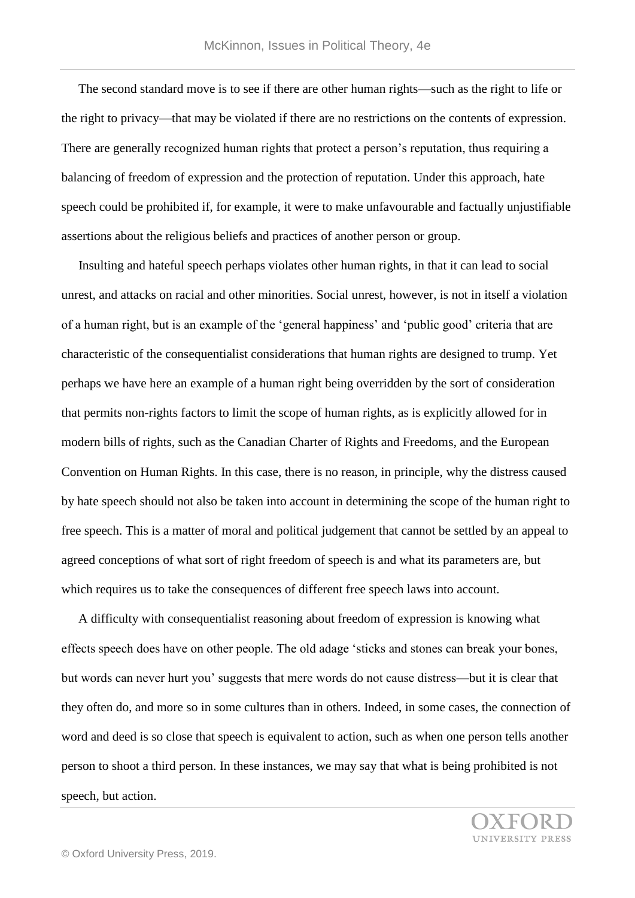The second standard move is to see if there are other human rights—such as the right to life or the right to privacy—that may be violated if there are no restrictions on the contents of expression. There are generally recognized human rights that protect a person's reputation, thus requiring a balancing of freedom of expression and the protection of reputation. Under this approach, hate speech could be prohibited if, for example, it were to make unfavourable and factually unjustifiable assertions about the religious beliefs and practices of another person or group.

Insulting and hateful speech perhaps violates other human rights, in that it can lead to social unrest, and attacks on racial and other minorities. Social unrest, however, is not in itself a violation of a human right, but is an example of the 'general happiness' and 'public good' criteria that are characteristic of the consequentialist considerations that human rights are designed to trump. Yet perhaps we have here an example of a human right being overridden by the sort of consideration that permits non-rights factors to limit the scope of human rights, as is explicitly allowed for in modern bills of rights, such as the Canadian Charter of Rights and Freedoms, and the European Convention on Human Rights. In this case, there is no reason, in principle, why the distress caused by hate speech should not also be taken into account in determining the scope of the human right to free speech. This is a matter of moral and political judgement that cannot be settled by an appeal to agreed conceptions of what sort of right freedom of speech is and what its parameters are, but which requires us to take the consequences of different free speech laws into account.

A difficulty with consequentialist reasoning about freedom of expression is knowing what effects speech does have on other people. The old adage 'sticks and stones can break your bones, but words can never hurt you' suggests that mere words do not cause distress—but it is clear that they often do, and more so in some cultures than in others. Indeed, in some cases, the connection of word and deed is so close that speech is equivalent to action, such as when one person tells another person to shoot a third person. In these instances, we may say that what is being prohibited is not speech, but action.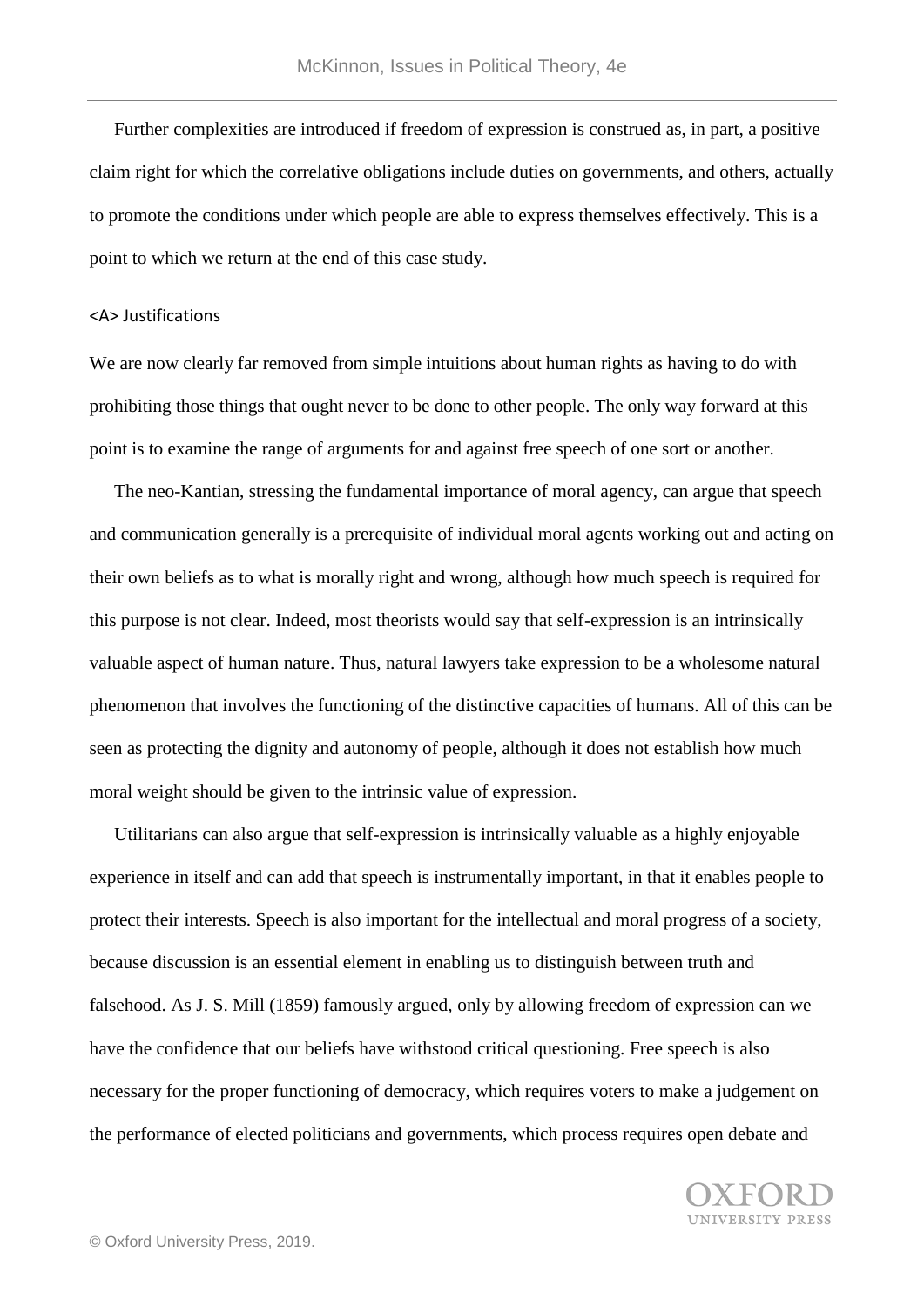Further complexities are introduced if freedom of expression is construed as, in part, a positive claim right for which the correlative obligations include duties on governments, and others, actually to promote the conditions under which people are able to express themselves effectively. This is a point to which we return at the end of this case study.

## Justifications

We are now clearly far removed from simple intuitions about human rights as having to do with prohibiting those things that ought never to be done to other people. The only way forward at this point is to examine the range of arguments for and against free speech of one sort or another.

The neo-Kantian, stressing the fundamental importance of moral agency, can argue that speech and communication generally is a prerequisite of individual moral agents working out and acting on their own beliefs as to what is morally right and wrong, although how much speech is required for this purpose is not clear. Indeed, most theorists would say that self-expression is an intrinsically valuable aspect of human nature. Thus, natural lawyers take expression to be a wholesome natural phenomenon that involves the functioning of the distinctive capacities of humans. All of this can be seen as protecting the dignity and autonomy of people, although it does not establish how much moral weight should be given to the intrinsic value of expression.

Utilitarians can also argue that self-expression is intrinsically valuable as a highly enjoyable experience in itself and can add that speech is instrumentally important, in that it enables people to protect their interests. Speech is also important for the intellectual and moral progress of a society, because discussion is an essential element in enabling us to distinguish between truth and falsehood. As J. S. Mill (1859) famously argued, only by allowing freedom of expression can we have the confidence that our beliefs have withstood critical questioning. Free speech is also necessary for the proper functioning of democracy, which requires voters to make a judgement on the performance of elected politicians and governments, which process requires open debate and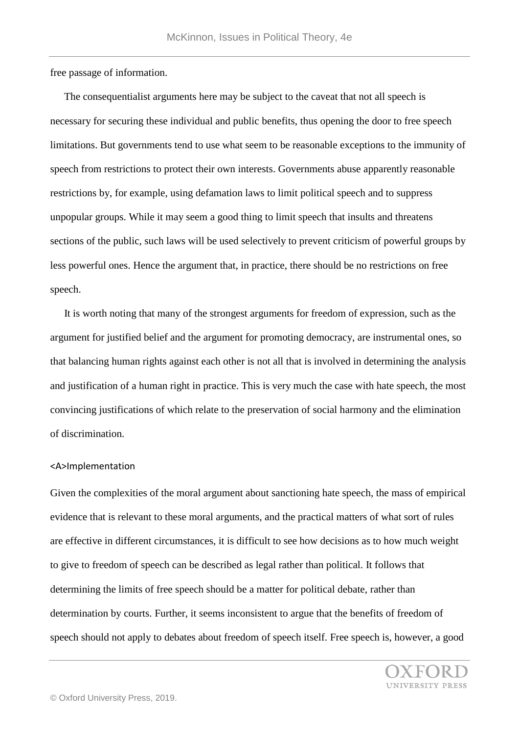free passage of information.

The consequentialist arguments here may be subject to the caveat that not all speech is necessary for securing these individual and public benefits, thus opening the door to free speech limitations. But governments tend to use what seem to be reasonable exceptions to the immunity of speech from restrictions to protect their own interests. Governments abuse apparently reasonable restrictions by, for example, using defamation laws to limit political speech and to suppress unpopular groups. While it may seem a good thing to limit speech that insults and threatens sections of the public, such laws will be used selectively to prevent criticism of powerful groups by less powerful ones. Hence the argument that, in practice, there should be no restrictions on free speech.

It is worth noting that many of the strongest arguments for freedom of expression, such as the argument for justified belief and the argument for promoting democracy, are instrumental ones, so that balancing human rights against each other is not all that is involved in determining the analysis and justification of a human right in practice. This is very much the case with hate speech, the most convincing justifications of which relate to the preservation of social harmony and the elimination of discrimination.

## Implementation

Given the complexities of the moral argument about sanctioning hate speech, the mass of empirical evidence that is relevant to these moral arguments, and the practical matters of what sort of rules are effective in different circumstances, it is difficult to see how decisions as to how much weight to give to freedom of speech can be described as legal rather than political. It follows that determining the limits of free speech should be a matter for political debate, rather than determination by courts. Further, it seems inconsistent to argue that the benefits of freedom of speech should not apply to debates about freedom of speech itself. Free speech is, however, a good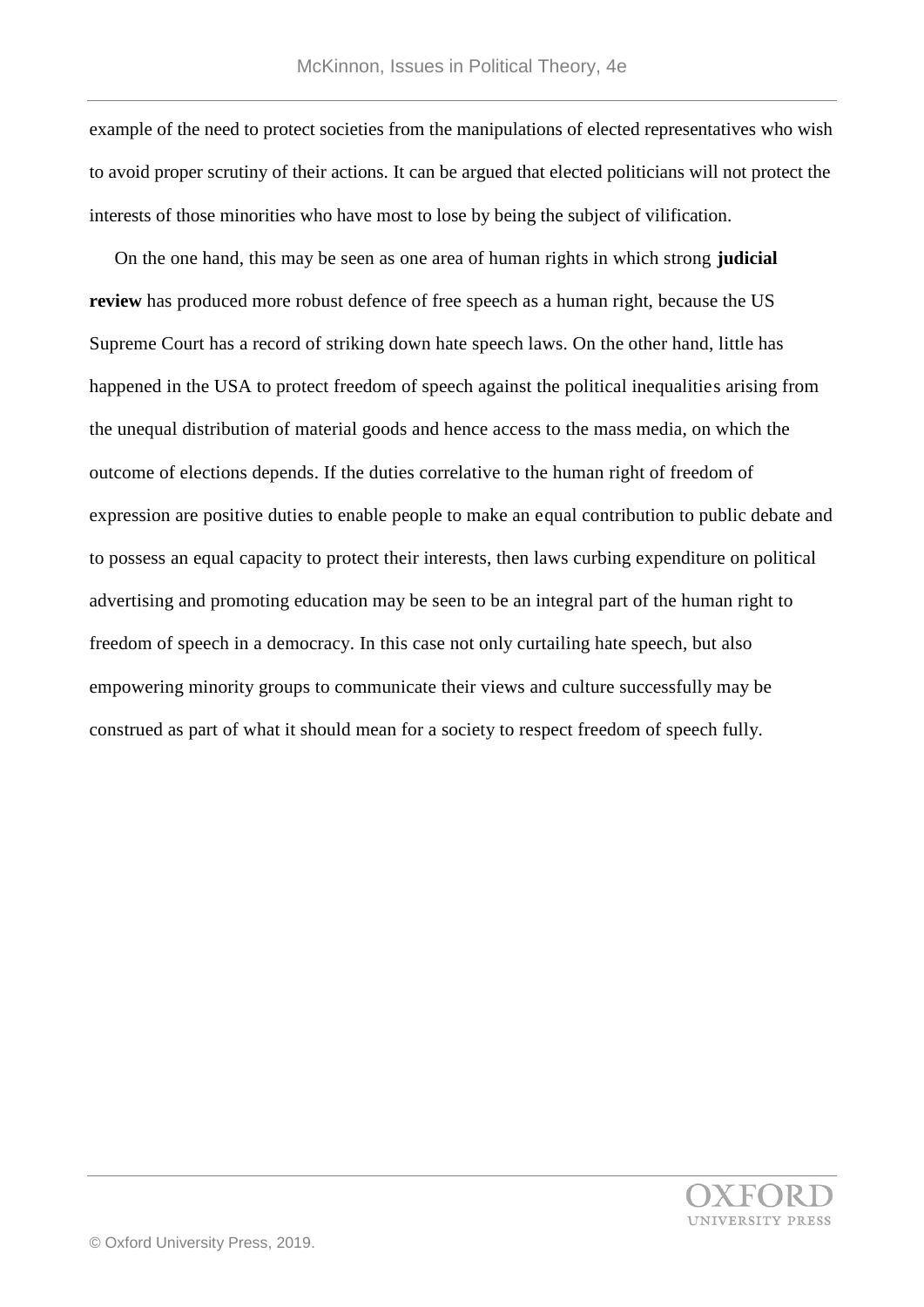example of the need to protect societies from the manipulations of elected representatives who wish to avoid proper scrutiny of their actions. It can be argued that elected politicians will not protect the interests of those minorities who have most to lose by being the subject of vilification.

On the one hand, this may be seen as one area of human rights in which strong **judicial review** has produced more robust defence of free speech as a human right, because the US Supreme Court has a record of striking down hate speech laws. On the other hand, little has happened in the USA to protect freedom of speech against the political inequalities arising from the unequal distribution of material goods and hence access to the mass media, on which the outcome of elections depends. If the duties correlative to the human right of freedom of expression are positive duties to enable people to make an equal contribution to public debate and to possess an equal capacity to protect their interests, then laws curbing expenditure on political advertising and promoting education may be seen to be an integral part of the human right to freedom of speech in a democracy. In this case not only curtailing hate speech, but also empowering minority groups to communicate their views and culture successfully may be construed as part of what it should mean for a society to respect freedom of speech fully.